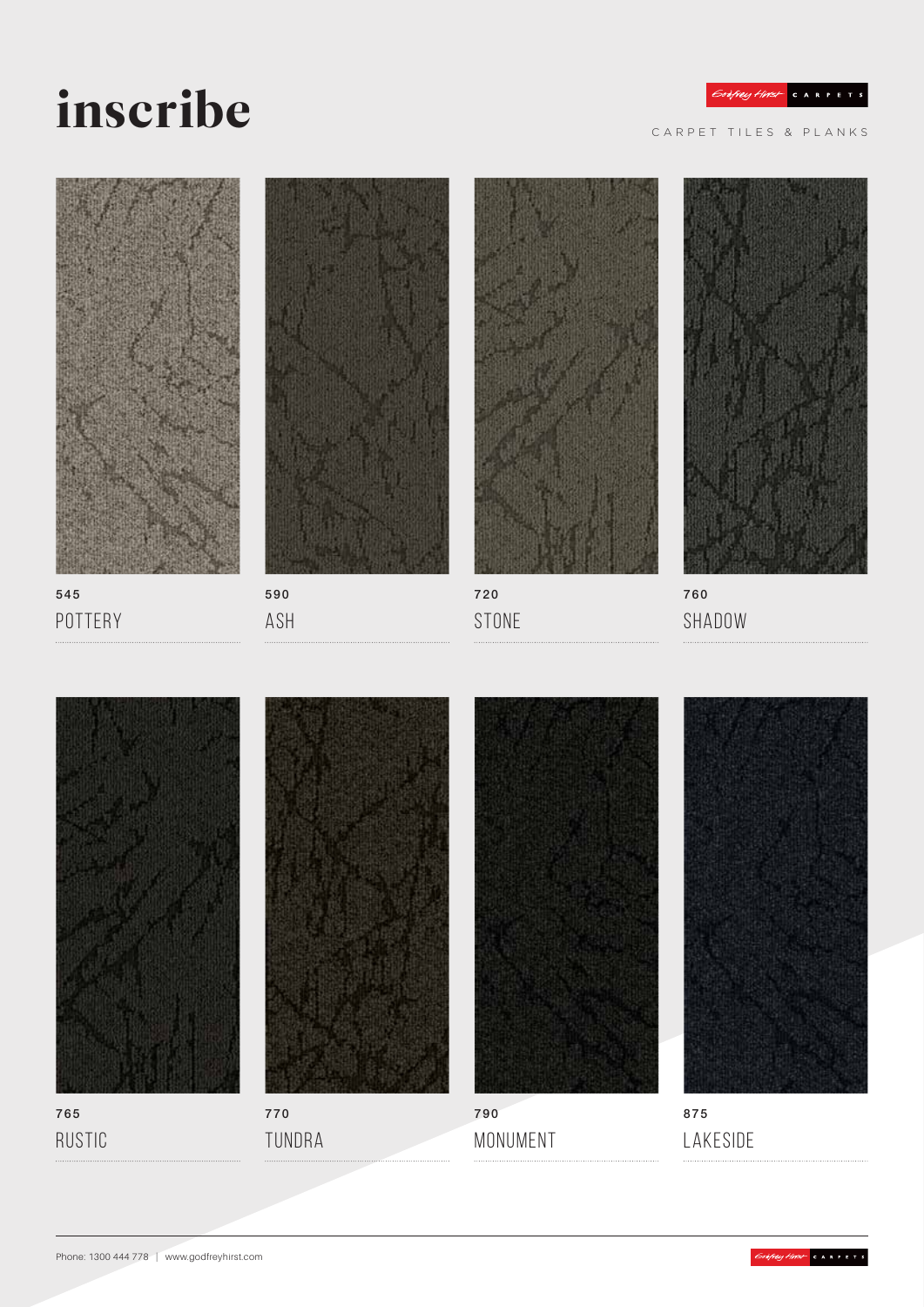# inscribe

Godfrey Hirst CARPETS

CARPET TILES & PLANKS

545
POTTERY

590
ASH

720
STONE

760
SHADOW

765
RUSTIC

770
TUNDRA

790
MONUMENT

875
LAKESIDE

Phone: 1300 444 778 | www.godfreyhirst.com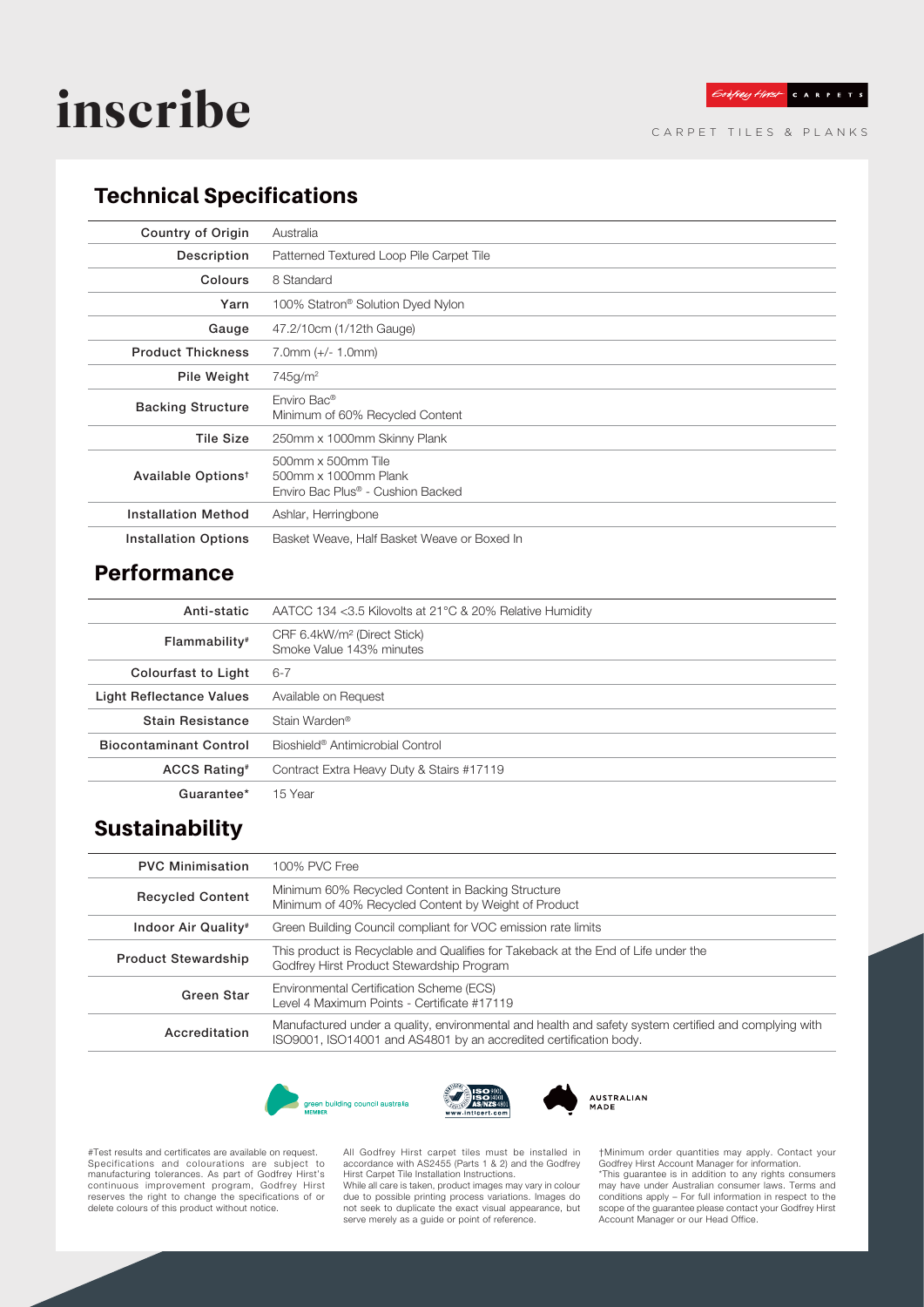# inscribe

Godfrey Hirst CARPETS

CARPET TILES & PLANKS

## Technical Specifications

| | |
|---|---|
| Country of Origin | Australia |
| Description | Patterned Textured Loop Pile Carpet Tile |
| Colours | 8 Standard |
| Yarn | 100% Statron® Solution Dyed Nylon |
| Gauge | 47.2/10cm (1/12th Gauge) |
| Product Thickness | 7.0mm (+/- 1.0mm) |
| Pile Weight | 745g/m² |
| Backing Structure | Enviro Bac®<br>Minimum of 60% Recycled Content |
| Tile Size | 250mm x 1000mm Skinny Plank |
| Available Options† | 500mm x 500mm Tile<br>500mm x 1000mm Plank<br>Enviro Bac Plus® - Cushion Backed |
| Installation Method | Ashlar, Herringbone |
| Installation Options | Basket Weave, Half Basket Weave or Boxed In |

## Performance

| | |
|---|---|
| Anti-static | AATCC 134 <3.5 Kilovolts at 21°C & 20% Relative Humidity |
| Flammability# | CRF 6.4kW/m² (Direct Stick)<br>Smoke Value 143% minutes |
| Colourfast to Light | 6-7 |
| Light Reflectance Values | Available on Request |
| Stain Resistance | Stain Warden® |
| Biocontaminant Control | Bioshield® Antimicrobial Control |
| ACCS Rating# | Contract Extra Heavy Duty & Stairs #17119 |
| Guarantee* | 15 Year |

## Sustainability

| | |
|---|---|
| PVC Minimisation | 100% PVC Free |
| Recycled Content | Minimum 60% Recycled Content in Backing Structure<br>Minimum of 40% Recycled Content by Weight of Product |
| Indoor Air Quality# | Green Building Council compliant for VOC emission rate limits |
| Product Stewardship | This product is Recyclable and Qualifies for Takeback at the End of Life under the Godfrey Hirst Product Stewardship Program |
| Green Star | Environmental Certification Scheme (ECS)<br>Level 4 Maximum Points - Certificate #17119 |
| Accreditation | Manufactured under a quality, environmental and health and safety system certified and complying with ISO9001, ISO14001 and AS4801 by an accredited certification body. |

green building council australia MEMBER

ISO 9001 ISO 14001 AS/NZS 4801 www.intlcert.com

AUSTRALIAN MADE

#Test results and certificates are available on request. Specifications and colourations are subject to manufacturing tolerances. As part of Godfrey Hirst's continuous improvement program, Godfrey Hirst reserves the right to change the specifications of or delete colours of this product without notice.

All Godfrey Hirst carpet tiles must be installed in accordance with AS2455 (Parts 1 & 2) and the Godfrey Hirst Carpet Tile Installation Instructions.
While all care is taken, product images may vary in colour due to possible printing process variations. Images do not seek to duplicate the exact visual appearance, but serve merely as a guide or point of reference.

†Minimum order quantities may apply. Contact your Godfrey Hirst Account Manager for information.
*This guarantee is in addition to any rights consumers may have under Australian consumer laws. Terms and conditions apply – For full information in respect to the scope of the guarantee please contact your Godfrey Hirst Account Manager or our Head Office.